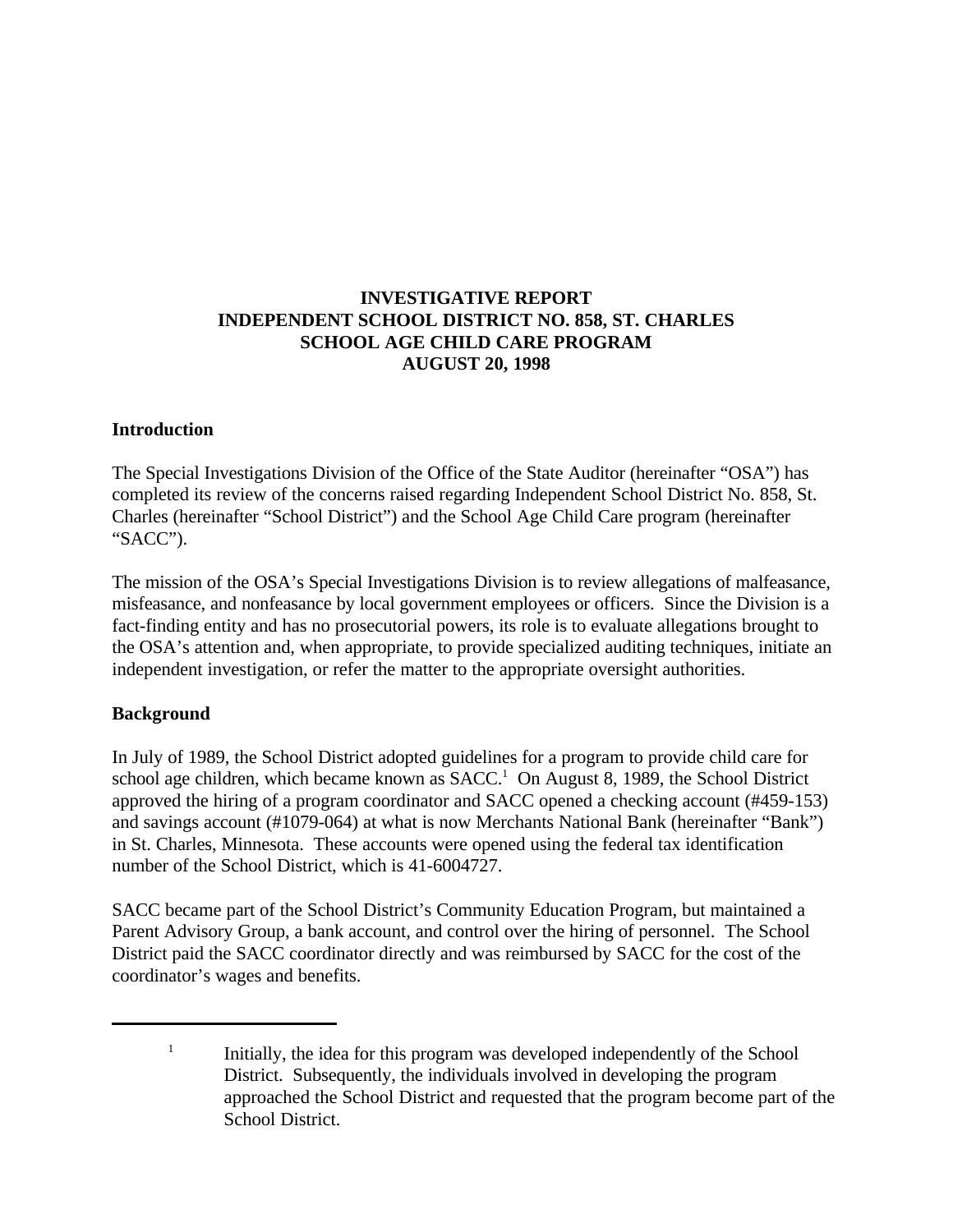# INVESTIGATIVE REPORT
# INDEPENDENT SCHOOL DISTRICT NO. 858, ST. CHARLES
# SCHOOL AGE CHILD CARE PROGRAM
# AUGUST 20, 1998

## Introduction

The Special Investigations Division of the Office of the State Auditor (hereinafter "OSA") has completed its review of the concerns raised regarding Independent School District No. 858, St. Charles (hereinafter "School District") and the School Age Child Care program (hereinafter "SACC").

The mission of the OSA's Special Investigations Division is to review allegations of malfeasance, misfeasance, and nonfeasance by local government employees or officers. Since the Division is a fact-finding entity and has no prosecutorial powers, its role is to evaluate allegations brought to the OSA's attention and, when appropriate, to provide specialized auditing techniques, initiate an independent investigation, or refer the matter to the appropriate oversight authorities.

## Background

In July of 1989, the School District adopted guidelines for a program to provide child care for school age children, which became known as SACC.[1] On August 8, 1989, the School District approved the hiring of a program coordinator and SACC opened a checking account (#459-153) and savings account (#1079-064) at what is now Merchants National Bank (hereinafter "Bank") in St. Charles, Minnesota. These accounts were opened using the federal tax identification number of the School District, which is 41-6004727.

SACC became part of the School District's Community Education Program, but maintained a Parent Advisory Group, a bank account, and control over the hiring of personnel. The School District paid the SACC coordinator directly and was reimbursed by SACC for the cost of the coordinator's wages and benefits.

---

[1] Initially, the idea for this program was developed independently of the School District. Subsequently, the individuals involved in developing the program approached the School District and requested that the program become part of the School District.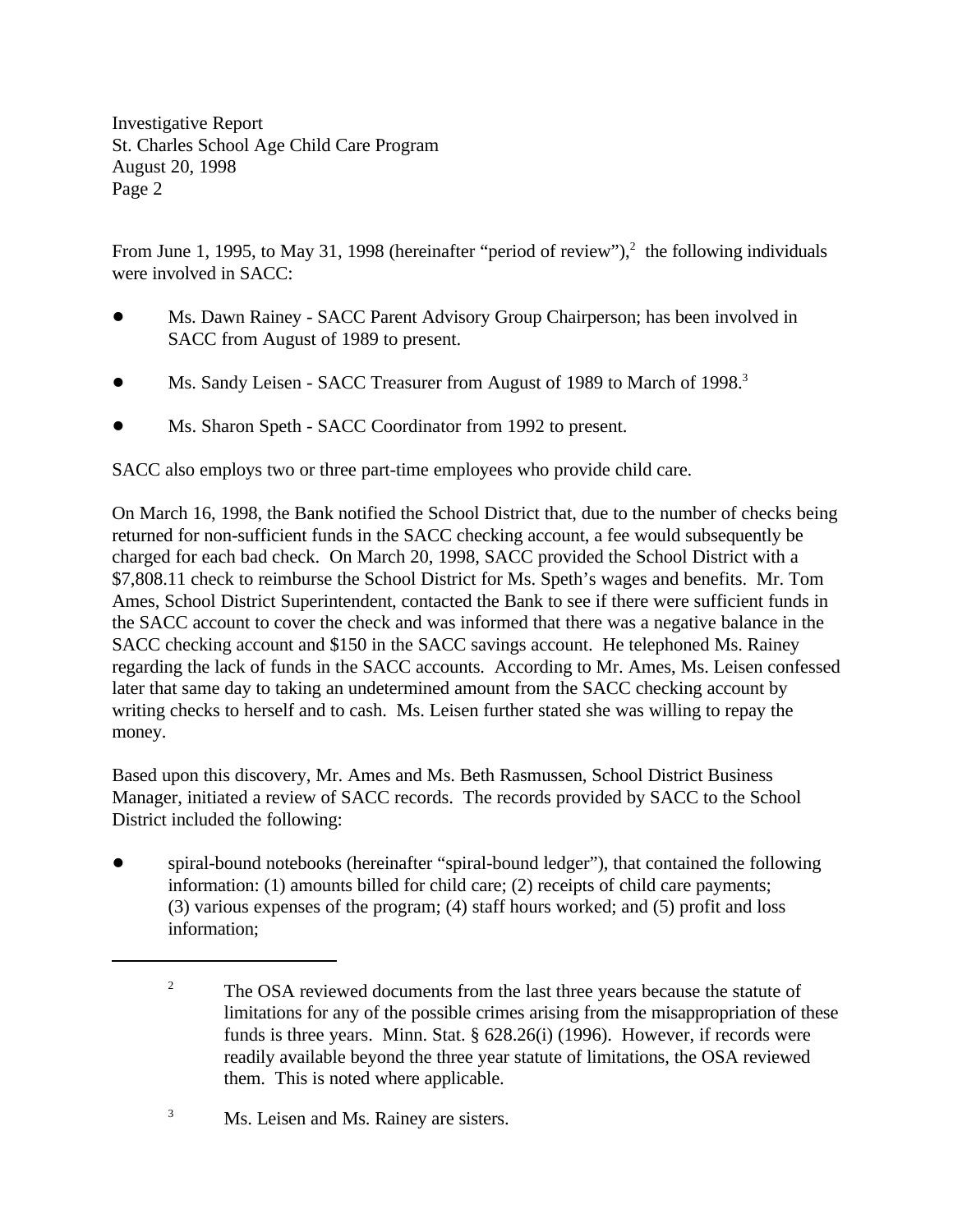From June 1, 1995, to May 31, 1998 (hereinafter "period of review"),[2] the following individuals were involved in SACC:

- Ms. Dawn Rainey - SACC Parent Advisory Group Chairperson; has been involved in SACC from August of 1989 to present.
- Ms. Sandy Leisen - SACC Treasurer from August of 1989 to March of 1998.[3]
- Ms. Sharon Speth - SACC Coordinator from 1992 to present.

SACC also employs two or three part-time employees who provide child care.

On March 16, 1998, the Bank notified the School District that, due to the number of checks being returned for non-sufficient funds in the SACC checking account, a fee would subsequently be charged for each bad check. On March 20, 1998, SACC provided the School District with a $7,808.11 check to reimburse the School District for Ms. Speth's wages and benefits. Mr. Tom Ames, School District Superintendent, contacted the Bank to see if there were sufficient funds in the SACC account to cover the check and was informed that there was a negative balance in the SACC checking account and $150 in the SACC savings account. He telephoned Ms. Rainey regarding the lack of funds in the SACC accounts. According to Mr. Ames, Ms. Leisen confessed later that same day to taking an undetermined amount from the SACC checking account by writing checks to herself and to cash. Ms. Leisen further stated she was willing to repay the money.

Based upon this discovery, Mr. Ames and Ms. Beth Rasmussen, School District Business Manager, initiated a review of SACC records. The records provided by SACC to the School District included the following:

- spiral-bound notebooks (hereinafter "spiral-bound ledger"), that contained the following information: (1) amounts billed for child care; (2) receipts of child care payments; (3) various expenses of the program; (4) staff hours worked; and (5) profit and loss information;

---

[2] The OSA reviewed documents from the last three years because the statute of limitations for any of the possible crimes arising from the misappropriation of these funds is three years. Minn. Stat. § 628.26(i) (1996). However, if records were readily available beyond the three year statute of limitations, the OSA reviewed them. This is noted where applicable.

[3] Ms. Leisen and Ms. Rainey are sisters.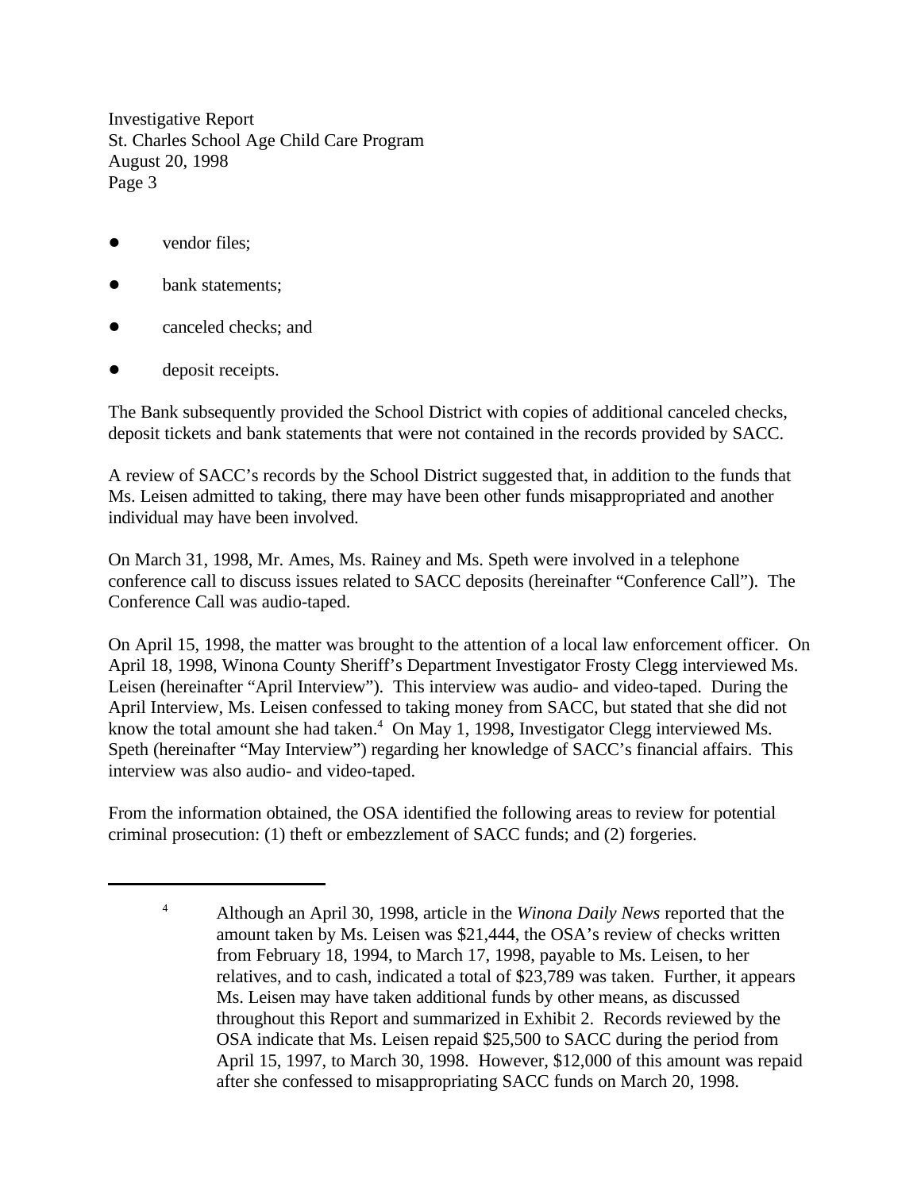- vendor files;
- bank statements;
- canceled checks; and
- deposit receipts.

The Bank subsequently provided the School District with copies of additional canceled checks, deposit tickets and bank statements that were not contained in the records provided by SACC.

A review of SACC's records by the School District suggested that, in addition to the funds that Ms. Leisen admitted to taking, there may have been other funds misappropriated and another individual may have been involved.

On March 31, 1998, Mr. Ames, Ms. Rainey and Ms. Speth were involved in a telephone conference call to discuss issues related to SACC deposits (hereinafter "Conference Call"). The Conference Call was audio-taped.

On April 15, 1998, the matter was brought to the attention of a local law enforcement officer. On April 18, 1998, Winona County Sheriff's Department Investigator Frosty Clegg interviewed Ms. Leisen (hereinafter "April Interview"). This interview was audio- and video-taped. During the April Interview, Ms. Leisen confessed to taking money from SACC, but stated that she did not know the total amount she had taken.[4] On May 1, 1998, Investigator Clegg interviewed Ms. Speth (hereinafter "May Interview") regarding her knowledge of SACC's financial affairs. This interview was also audio- and video-taped.

From the information obtained, the OSA identified the following areas to review for potential criminal prosecution: (1) theft or embezzlement of SACC funds; and (2) forgeries.

---

[4] Although an April 30, 1998, article in the *Winona Daily News* reported that the amount taken by Ms. Leisen was $21,444, the OSA's review of checks written from February 18, 1994, to March 17, 1998, payable to Ms. Leisen, to her relatives, and to cash, indicated a total of $23,789 was taken. Further, it appears Ms. Leisen may have taken additional funds by other means, as discussed throughout this Report and summarized in Exhibit 2. Records reviewed by the OSA indicate that Ms. Leisen repaid $25,500 to SACC during the period from April 15, 1997, to March 30, 1998. However, $12,000 of this amount was repaid after she confessed to misappropriating SACC funds on March 20, 1998.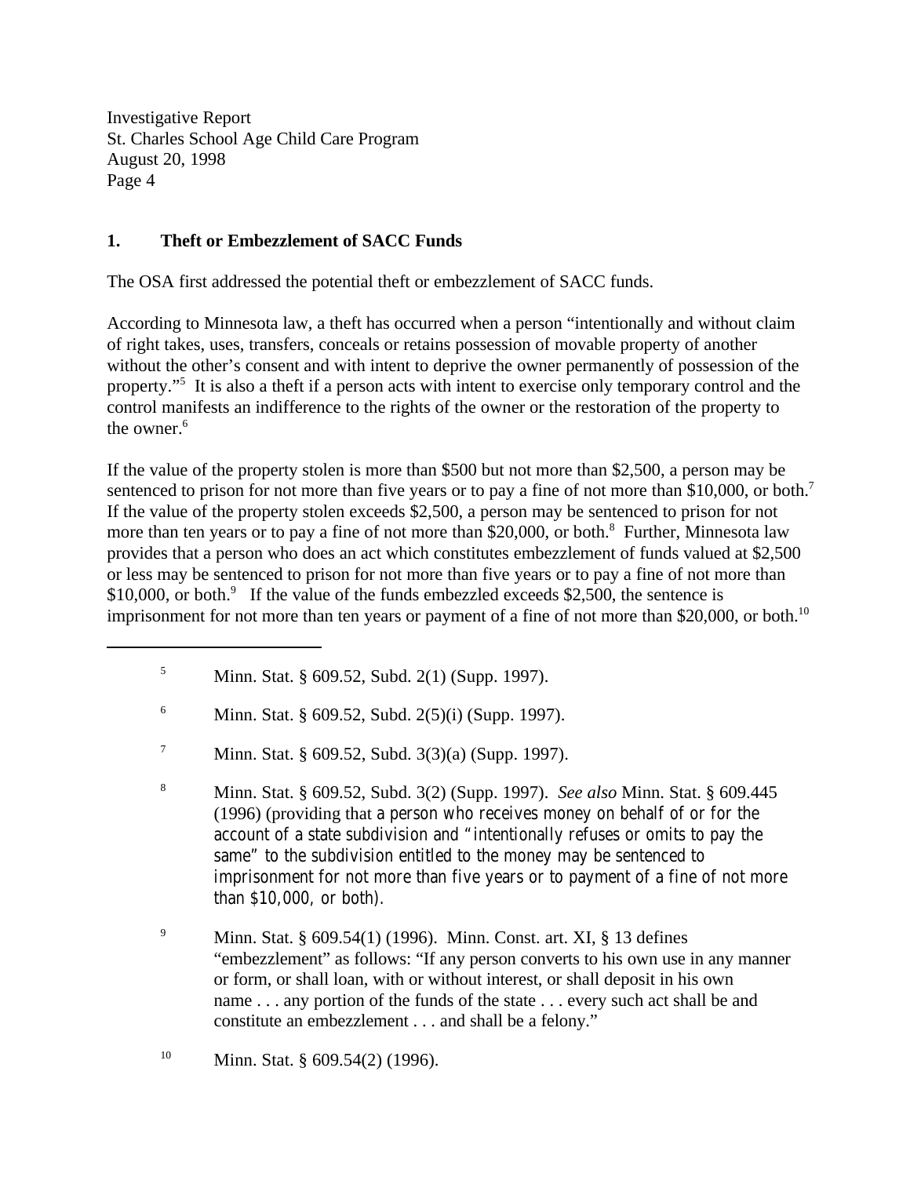## 1. Theft or Embezzlement of SACC Funds

The OSA first addressed the potential theft or embezzlement of SACC funds.

According to Minnesota law, a theft has occurred when a person "intentionally and without claim of right takes, uses, transfers, conceals or retains possession of movable property of another without the other's consent and with intent to deprive the owner permanently of possession of the property."[5] It is also a theft if a person acts with intent to exercise only temporary control and the control manifests an indifference to the rights of the owner or the restoration of the property to the owner.[6]

If the value of the property stolen is more than $500 but not more than $2,500, a person may be sentenced to prison for not more than five years or to pay a fine of not more than $10,000, or both.[7] If the value of the property stolen exceeds $2,500, a person may be sentenced to prison for not more than ten years or to pay a fine of not more than $20,000, or both.[8] Further, Minnesota law provides that a person who does an act which constitutes embezzlement of funds valued at $2,500 or less may be sentenced to prison for not more than five years or to pay a fine of not more than $10,000, or both.[9] If the value of the funds embezzled exceeds $2,500, the sentence is imprisonment for not more than ten years or payment of a fine of not more than $20,000, or both.[10]

---

[5] Minn. Stat. § 609.52, Subd. 2(1) (Supp. 1997).

[6] Minn. Stat. § 609.52, Subd. 2(5)(i) (Supp. 1997).

[7] Minn. Stat. § 609.52, Subd. 3(3)(a) (Supp. 1997).

[8] Minn. Stat. § 609.52, Subd. 3(2) (Supp. 1997). *See also* Minn. Stat. § 609.445 (1996) (providing that a person who receives money on behalf of or for the account of a state subdivision and "intentionally refuses or omits to pay the same" to the subdivision entitled to the money may be sentenced to imprisonment for not more than five years or to payment of a fine of not more than $10,000, or both).

[9] Minn. Stat. § 609.54(1) (1996). Minn. Const. art. XI, § 13 defines "embezzlement" as follows: "If any person converts to his own use in any manner or form, or shall loan, with or without interest, or shall deposit in his own name . . . any portion of the funds of the state . . . every such act shall be and constitute an embezzlement . . . and shall be a felony."

[10] Minn. Stat. § 609.54(2) (1996).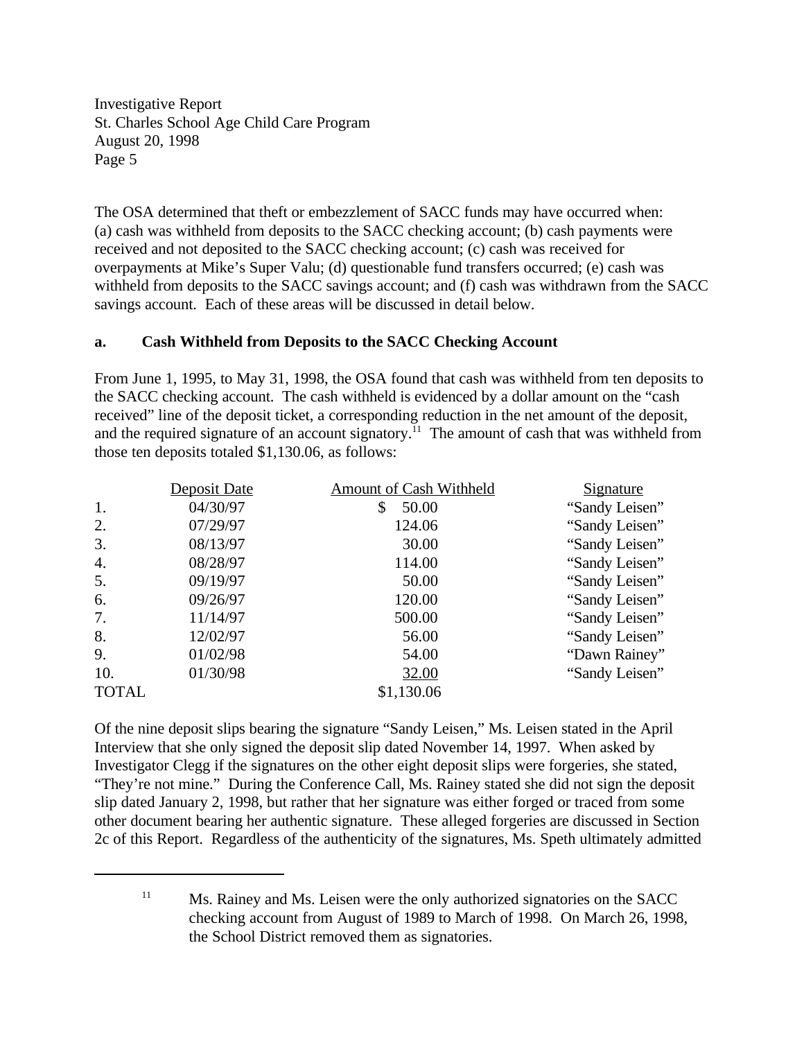The OSA determined that theft or embezzlement of SACC funds may have occurred when: (a) cash was withheld from deposits to the SACC checking account; (b) cash payments were received and not deposited to the SACC checking account; (c) cash was received for overpayments at Mike's Super Valu; (d) questionable fund transfers occurred; (e) cash was withheld from deposits to the SACC savings account; and (f) cash was withdrawn from the SACC savings account. Each of these areas will be discussed in detail below.

**a. Cash Withheld from Deposits to the SACC Checking Account**

From June 1, 1995, to May 31, 1998, the OSA found that cash was withheld from ten deposits to the SACC checking account. The cash withheld is evidenced by a dollar amount on the "cash received" line of the deposit ticket, a corresponding reduction in the net amount of the deposit, and the required signature of an account signatory.[11] The amount of cash that was withheld from those ten deposits totaled $1,130.06, as follows:

| | Deposit Date | Amount of Cash Withheld | Signature |
|---|---|---|---|
| 1. | 04/30/97 | $ 50.00 | "Sandy Leisen" |
| 2. | 07/29/97 | 124.06 | "Sandy Leisen" |
| 3. | 08/13/97 | 30.00 | "Sandy Leisen" |
| 4. | 08/28/97 | 114.00 | "Sandy Leisen" |
| 5. | 09/19/97 | 50.00 | "Sandy Leisen" |
| 6. | 09/26/97 | 120.00 | "Sandy Leisen" |
| 7. | 11/14/97 | 500.00 | "Sandy Leisen" |
| 8. | 12/02/97 | 56.00 | "Sandy Leisen" |
| 9. | 01/02/98 | 54.00 | "Dawn Rainey" |
| 10. | 01/30/98 | 32.00 | "Sandy Leisen" |
| TOTAL | | $1,130.06 | |

Of the nine deposit slips bearing the signature "Sandy Leisen," Ms. Leisen stated in the April Interview that she only signed the deposit slip dated November 14, 1997. When asked by Investigator Clegg if the signatures on the other eight deposit slips were forgeries, she stated, "They're not mine." During the Conference Call, Ms. Rainey stated she did not sign the deposit slip dated January 2, 1998, but rather that her signature was either forged or traced from some other document bearing her authentic signature. These alleged forgeries are discussed in Section 2c of this Report. Regardless of the authenticity of the signatures, Ms. Speth ultimately admitted

[11] Ms. Rainey and Ms. Leisen were the only authorized signatories on the SACC checking account from August of 1989 to March of 1998. On March 26, 1998, the School District removed them as signatories.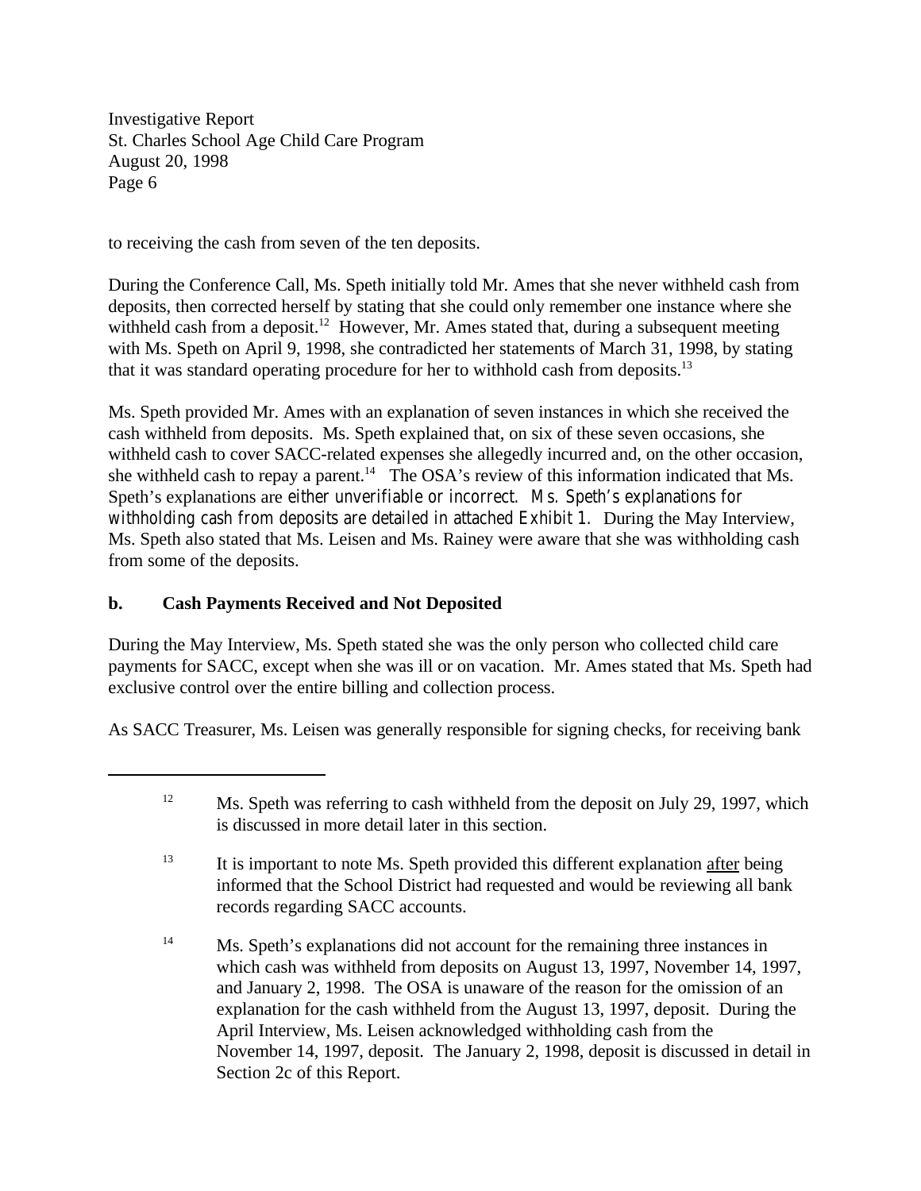to receiving the cash from seven of the ten deposits.

During the Conference Call, Ms. Speth initially told Mr. Ames that she never withheld cash from deposits, then corrected herself by stating that she could only remember one instance where she withheld cash from a deposit.[12] However, Mr. Ames stated that, during a subsequent meeting with Ms. Speth on April 9, 1998, she contradicted her statements of March 31, 1998, by stating that it was standard operating procedure for her to withhold cash from deposits.[13]

Ms. Speth provided Mr. Ames with an explanation of seven instances in which she received the cash withheld from deposits. Ms. Speth explained that, on six of these seven occasions, she withheld cash to cover SACC-related expenses she allegedly incurred and, on the other occasion, she withheld cash to repay a parent.[14] The OSA's review of this information indicated that Ms. Speth's explanations are either unverifiable or incorrect. Ms. Speth's explanations for withholding cash from deposits are detailed in attached Exhibit 1. During the May Interview, Ms. Speth also stated that Ms. Leisen and Ms. Rainey were aware that she was withholding cash from some of the deposits.

### b. Cash Payments Received and Not Deposited

During the May Interview, Ms. Speth stated she was the only person who collected child care payments for SACC, except when she was ill or on vacation. Mr. Ames stated that Ms. Speth had exclusive control over the entire billing and collection process.

As SACC Treasurer, Ms. Leisen was generally responsible for signing checks, for receiving bank

---

[12] Ms. Speth was referring to cash withheld from the deposit on July 29, 1997, which is discussed in more detail later in this section.

[13] It is important to note Ms. Speth provided this different explanation <u>after</u> being informed that the School District had requested and would be reviewing all bank records regarding SACC accounts.

[14] Ms. Speth's explanations did not account for the remaining three instances in which cash was withheld from deposits on August 13, 1997, November 14, 1997, and January 2, 1998. The OSA is unaware of the reason for the omission of an explanation for the cash withheld from the August 13, 1997, deposit. During the April Interview, Ms. Leisen acknowledged withholding cash from the November 14, 1997, deposit. The January 2, 1998, deposit is discussed in detail in Section 2c of this Report.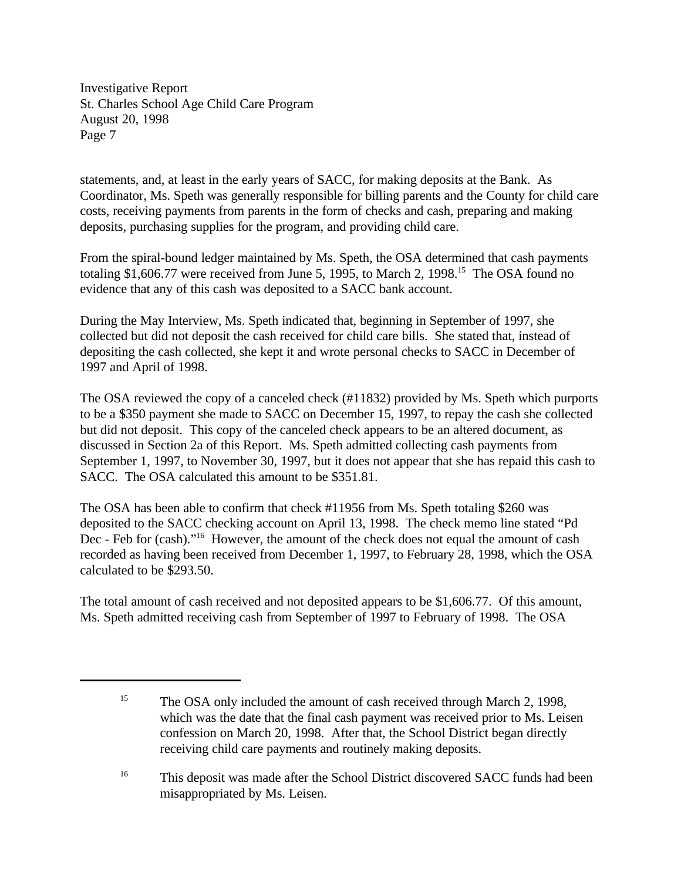statements, and, at least in the early years of SACC, for making deposits at the Bank. As Coordinator, Ms. Speth was generally responsible for billing parents and the County for child care costs, receiving payments from parents in the form of checks and cash, preparing and making deposits, purchasing supplies for the program, and providing child care.

From the spiral-bound ledger maintained by Ms. Speth, the OSA determined that cash payments totaling $1,606.77 were received from June 5, 1995, to March 2, 1998.[15] The OSA found no evidence that any of this cash was deposited to a SACC bank account.

During the May Interview, Ms. Speth indicated that, beginning in September of 1997, she collected but did not deposit the cash received for child care bills. She stated that, instead of depositing the cash collected, she kept it and wrote personal checks to SACC in December of 1997 and April of 1998.

The OSA reviewed the copy of a canceled check (#11832) provided by Ms. Speth which purports to be a $350 payment she made to SACC on December 15, 1997, to repay the cash she collected but did not deposit. This copy of the canceled check appears to be an altered document, as discussed in Section 2a of this Report. Ms. Speth admitted collecting cash payments from September 1, 1997, to November 30, 1997, but it does not appear that she has repaid this cash to SACC. The OSA calculated this amount to be $351.81.

The OSA has been able to confirm that check #11956 from Ms. Speth totaling $260 was deposited to the SACC checking account on April 13, 1998. The check memo line stated "Pd Dec - Feb for (cash)."[16] However, the amount of the check does not equal the amount of cash recorded as having been received from December 1, 1997, to February 28, 1998, which the OSA calculated to be $293.50.

The total amount of cash received and not deposited appears to be $1,606.77. Of this amount, Ms. Speth admitted receiving cash from September of 1997 to February of 1998. The OSA

---

[15] The OSA only included the amount of cash received through March 2, 1998, which was the date that the final cash payment was received prior to Ms. Leisen confession on March 20, 1998. After that, the School District began directly receiving child care payments and routinely making deposits.

[16] This deposit was made after the School District discovered SACC funds had been misappropriated by Ms. Leisen.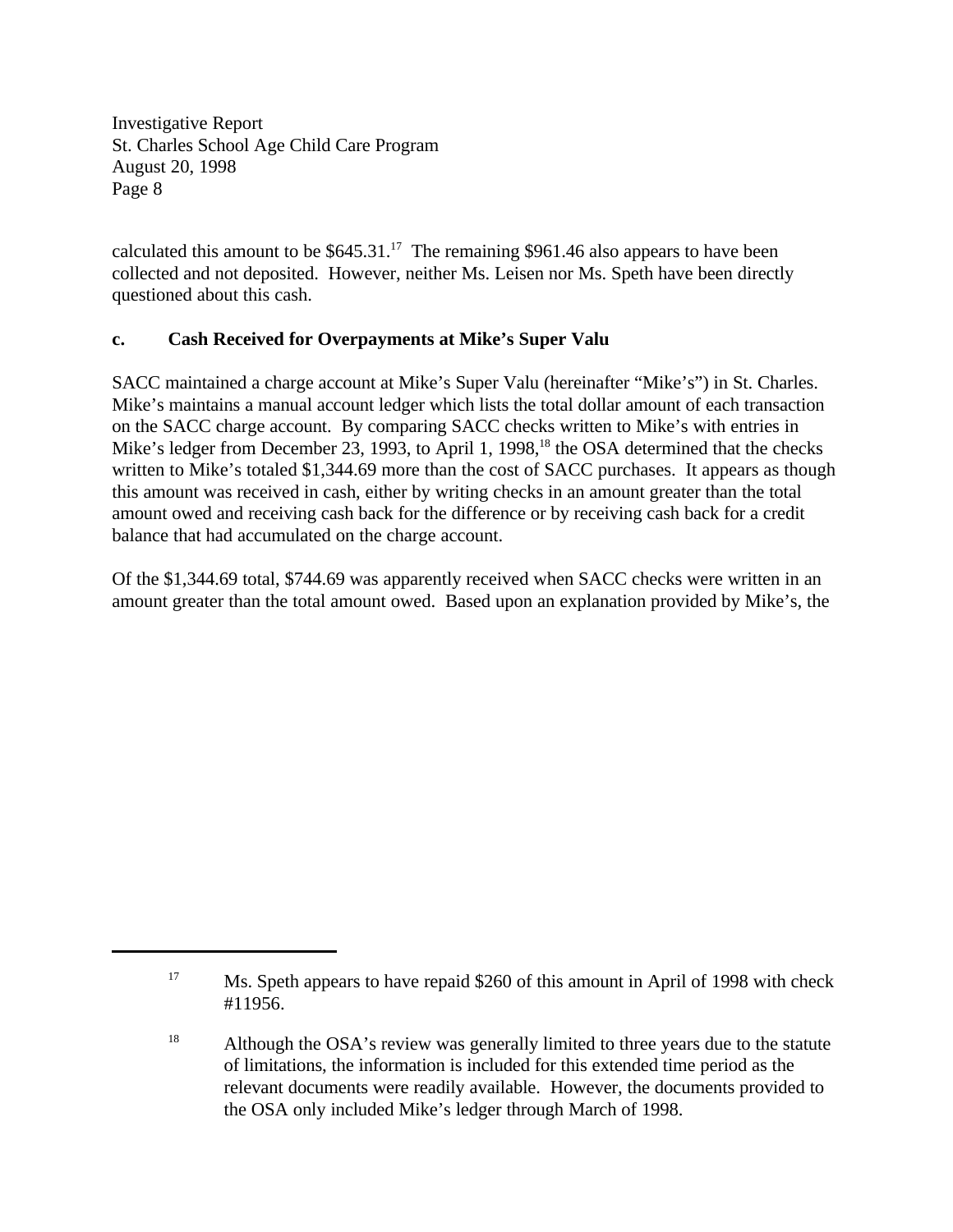calculated this amount to be $645.31.[17] The remaining $961.46 also appears to have been collected and not deposited. However, neither Ms. Leisen nor Ms. Speth have been directly questioned about this cash.

### c. Cash Received for Overpayments at Mike's Super Valu

SACC maintained a charge account at Mike's Super Valu (hereinafter "Mike's") in St. Charles. Mike's maintains a manual account ledger which lists the total dollar amount of each transaction on the SACC charge account. By comparing SACC checks written to Mike's with entries in Mike's ledger from December 23, 1993, to April 1, 1998,[18] the OSA determined that the checks written to Mike's totaled $1,344.69 more than the cost of SACC purchases. It appears as though this amount was received in cash, either by writing checks in an amount greater than the total amount owed and receiving cash back for the difference or by receiving cash back for a credit balance that had accumulated on the charge account.

Of the $1,344.69 total, $744.69 was apparently received when SACC checks were written in an amount greater than the total amount owed. Based upon an explanation provided by Mike's, the

---

[17] Ms. Speth appears to have repaid $260 of this amount in April of 1998 with check #11956.

[18] Although the OSA's review was generally limited to three years due to the statute of limitations, the information is included for this extended time period as the relevant documents were readily available. However, the documents provided to the OSA only included Mike's ledger through March of 1998.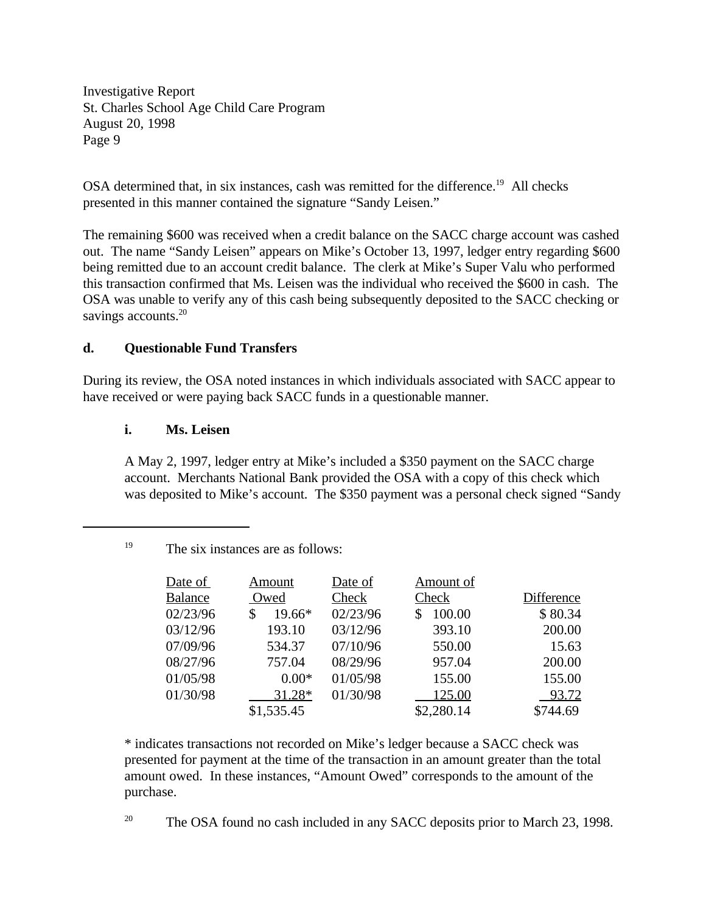OSA determined that, in six instances, cash was remitted for the difference.[19] All checks presented in this manner contained the signature "Sandy Leisen."

The remaining $600 was received when a credit balance on the SACC charge account was cashed out. The name "Sandy Leisen" appears on Mike's October 13, 1997, ledger entry regarding $600 being remitted due to an account credit balance. The clerk at Mike's Super Valu who performed this transaction confirmed that Ms. Leisen was the individual who received the $600 in cash. The OSA was unable to verify any of this cash being subsequently deposited to the SACC checking or savings accounts.[20]

### d. Questionable Fund Transfers

During its review, the OSA noted instances in which individuals associated with SACC appear to have received or were paying back SACC funds in a questionable manner.

#### i. Ms. Leisen

A May 2, 1997, ledger entry at Mike's included a $350 payment on the SACC charge account. Merchants National Bank provided the OSA with a copy of this check which was deposited to Mike's account. The $350 payment was a personal check signed "Sandy

---

[19] The six instances are as follows:

| Date of Balance | Amount Owed | Date of Check | Amount of Check | Difference |
|---|---|---|---|---|
| 02/23/96 | $ 19.66* | 02/23/96 | $ 100.00 | $ 80.34 |
| 03/12/96 | 193.10 | 03/12/96 | 393.10 | 200.00 |
| 07/09/96 | 534.37 | 07/10/96 | 550.00 | 15.63 |
| 08/27/96 | 757.04 | 08/29/96 | 957.04 | 200.00 |
| 01/05/98 | 0.00* | 01/05/98 | 155.00 | 155.00 |
| 01/30/98 | 31.28* | 01/30/98 | 125.00 | 93.72 |
| | $1,535.45 | | $2,280.14 | $744.69 |

\* indicates transactions not recorded on Mike's ledger because a SACC check was presented for payment at the time of the transaction in an amount greater than the total amount owed. In these instances, "Amount Owed" corresponds to the amount of the purchase.

[20] The OSA found no cash included in any SACC deposits prior to March 23, 1998.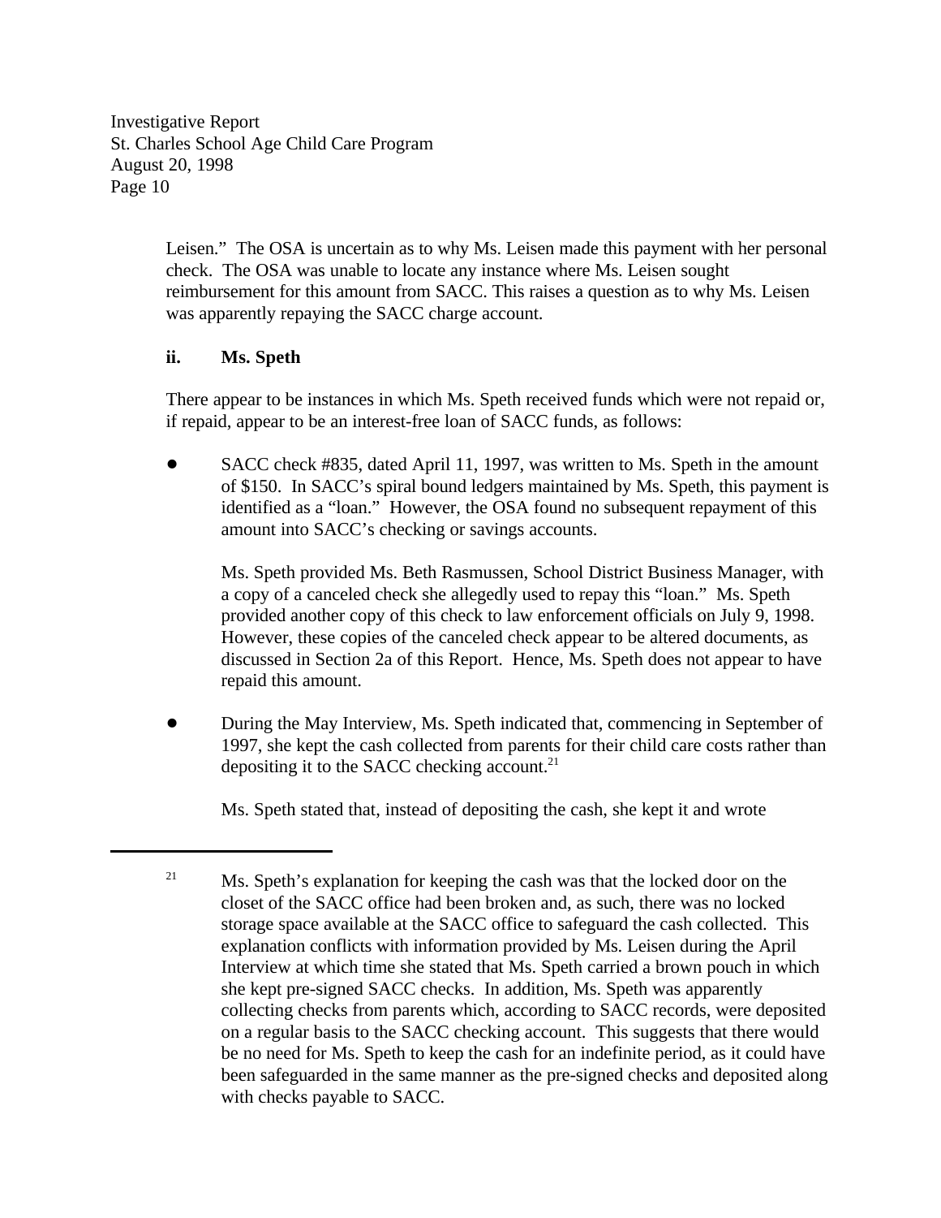Leisen." The OSA is uncertain as to why Ms. Leisen made this payment with her personal check. The OSA was unable to locate any instance where Ms. Leisen sought reimbursement for this amount from SACC. This raises a question as to why Ms. Leisen was apparently repaying the SACC charge account.

**ii. Ms. Speth**

There appear to be instances in which Ms. Speth received funds which were not repaid or, if repaid, appear to be an interest-free loan of SACC funds, as follows:

- SACC check #835, dated April 11, 1997, was written to Ms. Speth in the amount of $150. In SACC's spiral bound ledgers maintained by Ms. Speth, this payment is identified as a "loan." However, the OSA found no subsequent repayment of this amount into SACC's checking or savings accounts.

  Ms. Speth provided Ms. Beth Rasmussen, School District Business Manager, with a copy of a canceled check she allegedly used to repay this "loan." Ms. Speth provided another copy of this check to law enforcement officials on July 9, 1998. However, these copies of the canceled check appear to be altered documents, as discussed in Section 2a of this Report. Hence, Ms. Speth does not appear to have repaid this amount.

- During the May Interview, Ms. Speth indicated that, commencing in September of 1997, she kept the cash collected from parents for their child care costs rather than depositing it to the SACC checking account.[21]

  Ms. Speth stated that, instead of depositing the cash, she kept it and wrote

---

[21] Ms. Speth's explanation for keeping the cash was that the locked door on the closet of the SACC office had been broken and, as such, there was no locked storage space available at the SACC office to safeguard the cash collected. This explanation conflicts with information provided by Ms. Leisen during the April Interview at which time she stated that Ms. Speth carried a brown pouch in which she kept pre-signed SACC checks. In addition, Ms. Speth was apparently collecting checks from parents which, according to SACC records, were deposited on a regular basis to the SACC checking account. This suggests that there would be no need for Ms. Speth to keep the cash for an indefinite period, as it could have been safeguarded in the same manner as the pre-signed checks and deposited along with checks payable to SACC.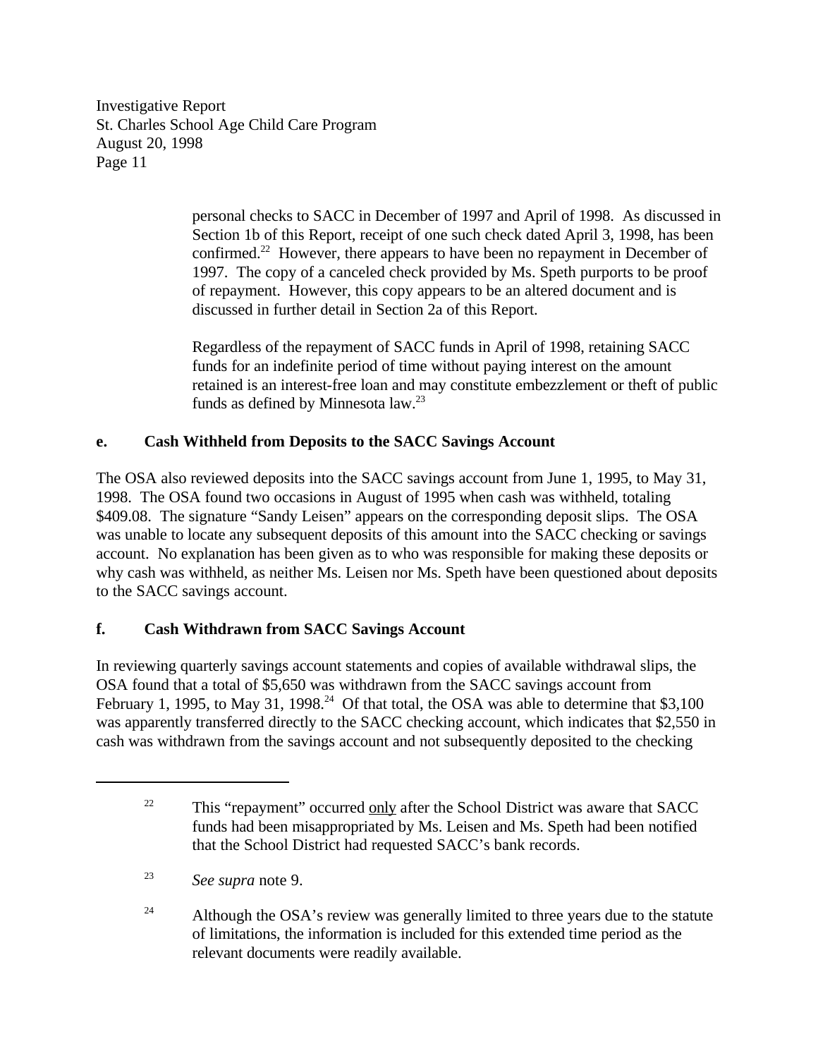personal checks to SACC in December of 1997 and April of 1998. As discussed in Section 1b of this Report, receipt of one such check dated April 3, 1998, has been confirmed.[22] However, there appears to have been no repayment in December of 1997. The copy of a canceled check provided by Ms. Speth purports to be proof of repayment. However, this copy appears to be an altered document and is discussed in further detail in Section 2a of this Report.

Regardless of the repayment of SACC funds in April of 1998, retaining SACC funds for an indefinite period of time without paying interest on the amount retained is an interest-free loan and may constitute embezzlement or theft of public funds as defined by Minnesota law.[23]

**e. Cash Withheld from Deposits to the SACC Savings Account**

The OSA also reviewed deposits into the SACC savings account from June 1, 1995, to May 31, 1998. The OSA found two occasions in August of 1995 when cash was withheld, totaling \$409.08. The signature "Sandy Leisen" appears on the corresponding deposit slips. The OSA was unable to locate any subsequent deposits of this amount into the SACC checking or savings account. No explanation has been given as to who was responsible for making these deposits or why cash was withheld, as neither Ms. Leisen nor Ms. Speth have been questioned about deposits to the SACC savings account.

**f. Cash Withdrawn from SACC Savings Account**

In reviewing quarterly savings account statements and copies of available withdrawal slips, the OSA found that a total of \$5,650 was withdrawn from the SACC savings account from February 1, 1995, to May 31, 1998.[24] Of that total, the OSA was able to determine that \$3,100 was apparently transferred directly to the SACC checking account, which indicates that \$2,550 in cash was withdrawn from the savings account and not subsequently deposited to the checking

---

[22] This "repayment" occurred only after the School District was aware that SACC funds had been misappropriated by Ms. Leisen and Ms. Speth had been notified that the School District had requested SACC's bank records.

[23] *See supra* note 9.

[24] Although the OSA's review was generally limited to three years due to the statute of limitations, the information is included for this extended time period as the relevant documents were readily available.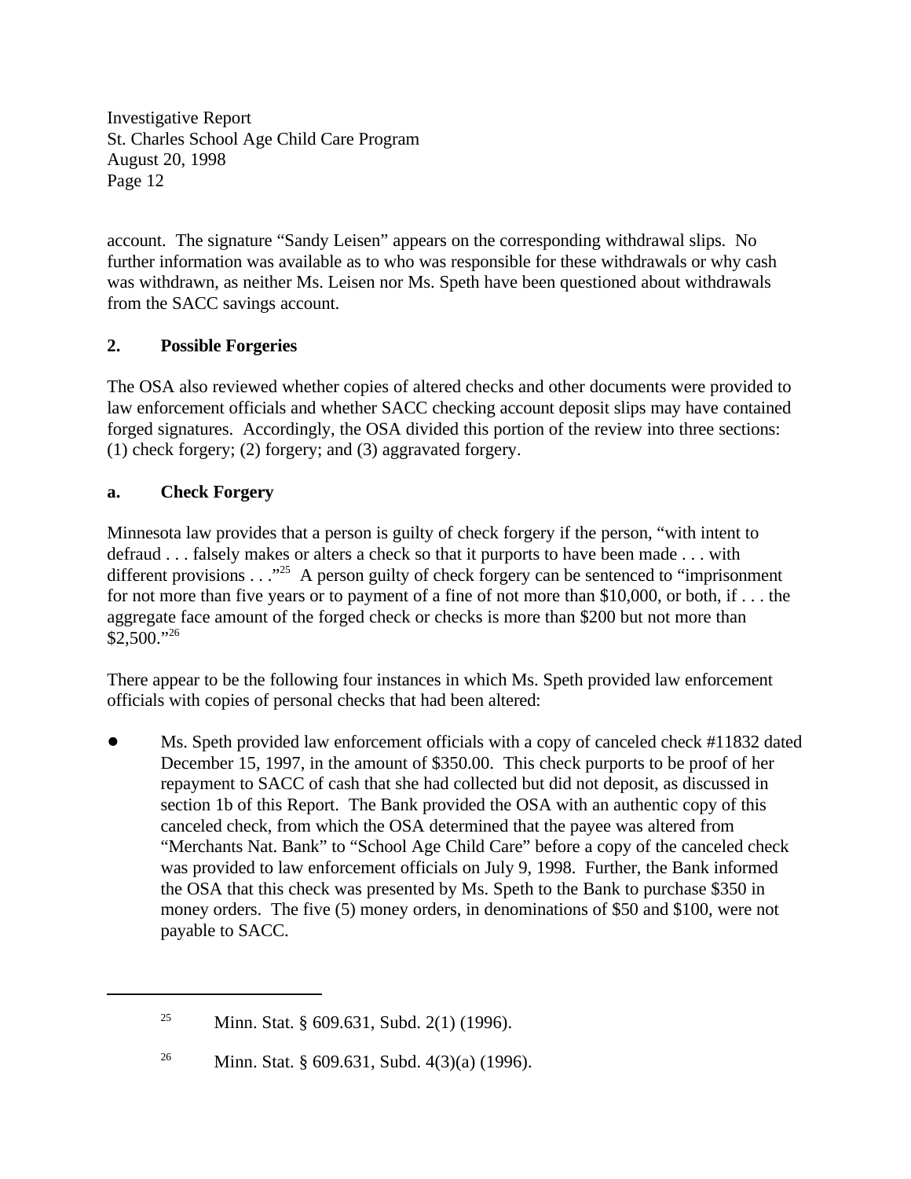account. The signature "Sandy Leisen" appears on the corresponding withdrawal slips. No further information was available as to who was responsible for these withdrawals or why cash was withdrawn, as neither Ms. Leisen nor Ms. Speth have been questioned about withdrawals from the SACC savings account.

## 2. Possible Forgeries

The OSA also reviewed whether copies of altered checks and other documents were provided to law enforcement officials and whether SACC checking account deposit slips may have contained forged signatures. Accordingly, the OSA divided this portion of the review into three sections: (1) check forgery; (2) forgery; and (3) aggravated forgery.

### a. Check Forgery

Minnesota law provides that a person is guilty of check forgery if the person, "with intent to defraud . . . falsely makes or alters a check so that it purports to have been made . . . with different provisions . . ."[25] A person guilty of check forgery can be sentenced to "imprisonment for not more than five years or to payment of a fine of not more than $10,000, or both, if . . . the aggregate face amount of the forged check or checks is more than $200 but not more than $2,500."[26]

There appear to be the following four instances in which Ms. Speth provided law enforcement officials with copies of personal checks that had been altered:

- Ms. Speth provided law enforcement officials with a copy of canceled check #11832 dated December 15, 1997, in the amount of $350.00. This check purports to be proof of her repayment to SACC of cash that she had collected but did not deposit, as discussed in section 1b of this Report. The Bank provided the OSA with an authentic copy of this canceled check, from which the OSA determined that the payee was altered from "Merchants Nat. Bank" to "School Age Child Care" before a copy of the canceled check was provided to law enforcement officials on July 9, 1998. Further, the Bank informed the OSA that this check was presented by Ms. Speth to the Bank to purchase $350 in money orders. The five (5) money orders, in denominations of $50 and $100, were not payable to SACC.

---

[25] Minn. Stat. § 609.631, Subd. 2(1) (1996).

[26] Minn. Stat. § 609.631, Subd. 4(3)(a) (1996).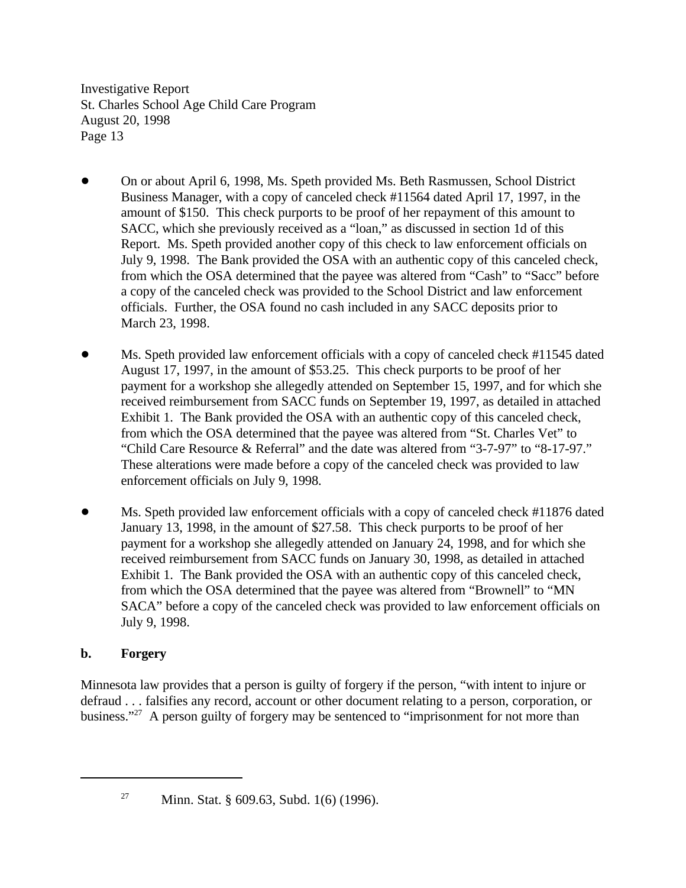- On or about April 6, 1998, Ms. Speth provided Ms. Beth Rasmussen, School District Business Manager, with a copy of canceled check #11564 dated April 17, 1997, in the amount of $150. This check purports to be proof of her repayment of this amount to SACC, which she previously received as a "loan," as discussed in section 1d of this Report. Ms. Speth provided another copy of this check to law enforcement officials on July 9, 1998. The Bank provided the OSA with an authentic copy of this canceled check, from which the OSA determined that the payee was altered from "Cash" to "Sacc" before a copy of the canceled check was provided to the School District and law enforcement officials. Further, the OSA found no cash included in any SACC deposits prior to March 23, 1998.

- Ms. Speth provided law enforcement officials with a copy of canceled check #11545 dated August 17, 1997, in the amount of $53.25. This check purports to be proof of her payment for a workshop she allegedly attended on September 15, 1997, and for which she received reimbursement from SACC funds on September 19, 1997, as detailed in attached Exhibit 1. The Bank provided the OSA with an authentic copy of this canceled check, from which the OSA determined that the payee was altered from "St. Charles Vet" to "Child Care Resource & Referral" and the date was altered from "3-7-97" to "8-17-97." These alterations were made before a copy of the canceled check was provided to law enforcement officials on July 9, 1998.

- Ms. Speth provided law enforcement officials with a copy of canceled check #11876 dated January 13, 1998, in the amount of $27.58. This check purports to be proof of her payment for a workshop she allegedly attended on January 24, 1998, and for which she received reimbursement from SACC funds on January 30, 1998, as detailed in attached Exhibit 1. The Bank provided the OSA with an authentic copy of this canceled check, from which the OSA determined that the payee was altered from "Brownell" to "MN SACA" before a copy of the canceled check was provided to law enforcement officials on July 9, 1998.

**b. Forgery**

Minnesota law provides that a person is guilty of forgery if the person, "with intent to injure or defraud . . . falsifies any record, account or other document relating to a person, corporation, or business."[27] A person guilty of forgery may be sentenced to "imprisonment for not more than

---

[27] Minn. Stat. § 609.63, Subd. 1(6) (1996).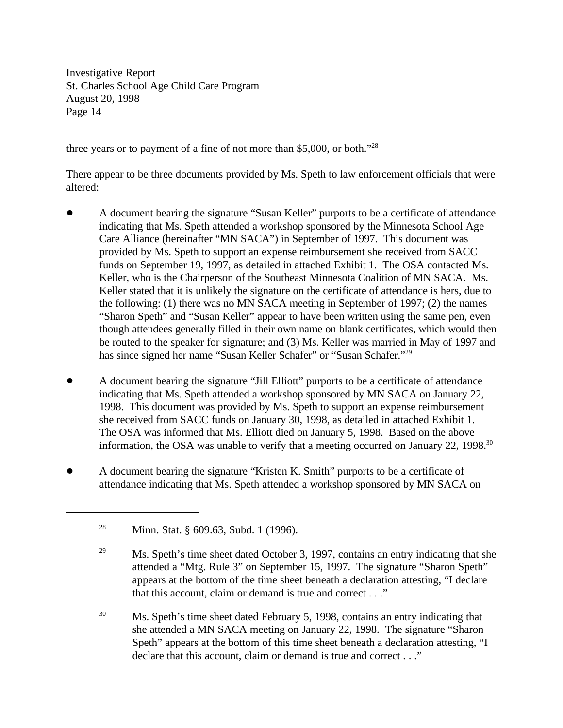three years or to payment of a fine of not more than $5,000, or both."[28]

There appear to be three documents provided by Ms. Speth to law enforcement officials that were altered:

- A document bearing the signature "Susan Keller" purports to be a certificate of attendance indicating that Ms. Speth attended a workshop sponsored by the Minnesota School Age Care Alliance (hereinafter "MN SACA") in September of 1997. This document was provided by Ms. Speth to support an expense reimbursement she received from SACC funds on September 19, 1997, as detailed in attached Exhibit 1. The OSA contacted Ms. Keller, who is the Chairperson of the Southeast Minnesota Coalition of MN SACA. Ms. Keller stated that it is unlikely the signature on the certificate of attendance is hers, due to the following: (1) there was no MN SACA meeting in September of 1997; (2) the names "Sharon Speth" and "Susan Keller" appear to have been written using the same pen, even though attendees generally filled in their own name on blank certificates, which would then be routed to the speaker for signature; and (3) Ms. Keller was married in May of 1997 and has since signed her name "Susan Keller Schafer" or "Susan Schafer."[29]

- A document bearing the signature "Jill Elliott" purports to be a certificate of attendance indicating that Ms. Speth attended a workshop sponsored by MN SACA on January 22, 1998. This document was provided by Ms. Speth to support an expense reimbursement she received from SACC funds on January 30, 1998, as detailed in attached Exhibit 1. The OSA was informed that Ms. Elliott died on January 5, 1998. Based on the above information, the OSA was unable to verify that a meeting occurred on January 22, 1998.[30]

- A document bearing the signature "Kristen K. Smith" purports to be a certificate of attendance indicating that Ms. Speth attended a workshop sponsored by MN SACA on

---

[28] Minn. Stat. § 609.63, Subd. 1 (1996).

[29] Ms. Speth's time sheet dated October 3, 1997, contains an entry indicating that she attended a "Mtg. Rule 3" on September 15, 1997. The signature "Sharon Speth" appears at the bottom of the time sheet beneath a declaration attesting, "I declare that this account, claim or demand is true and correct . . ."

[30] Ms. Speth's time sheet dated February 5, 1998, contains an entry indicating that she attended a MN SACA meeting on January 22, 1998. The signature "Sharon Speth" appears at the bottom of this time sheet beneath a declaration attesting, "I declare that this account, claim or demand is true and correct . . ."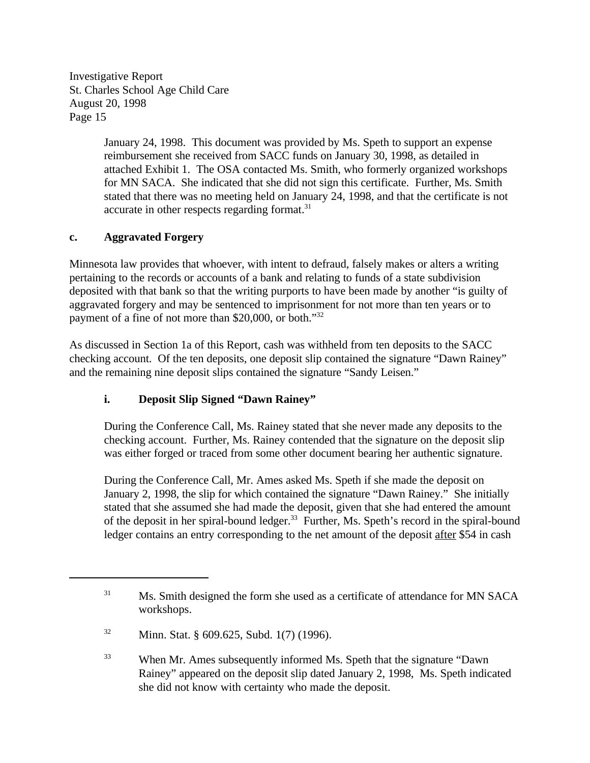January 24, 1998. This document was provided by Ms. Speth to support an expense reimbursement she received from SACC funds on January 30, 1998, as detailed in attached Exhibit 1. The OSA contacted Ms. Smith, who formerly organized workshops for MN SACA. She indicated that she did not sign this certificate. Further, Ms. Smith stated that there was no meeting held on January 24, 1998, and that the certificate is not accurate in other respects regarding format.[31]

### c. Aggravated Forgery

Minnesota law provides that whoever, with intent to defraud, falsely makes or alters a writing pertaining to the records or accounts of a bank and relating to funds of a state subdivision deposited with that bank so that the writing purports to have been made by another "is guilty of aggravated forgery and may be sentenced to imprisonment for not more than ten years or to payment of a fine of not more than $20,000, or both."[32]

As discussed in Section 1a of this Report, cash was withheld from ten deposits to the SACC checking account. Of the ten deposits, one deposit slip contained the signature "Dawn Rainey" and the remaining nine deposit slips contained the signature "Sandy Leisen."

#### i. Deposit Slip Signed "Dawn Rainey"

During the Conference Call, Ms. Rainey stated that she never made any deposits to the checking account. Further, Ms. Rainey contended that the signature on the deposit slip was either forged or traced from some other document bearing her authentic signature.

During the Conference Call, Mr. Ames asked Ms. Speth if she made the deposit on January 2, 1998, the slip for which contained the signature "Dawn Rainey." She initially stated that she assumed she had made the deposit, given that she had entered the amount of the deposit in her spiral-bound ledger.[33] Further, Ms. Speth's record in the spiral-bound ledger contains an entry corresponding to the net amount of the deposit <u>after</u> $54 in cash

---

[31] Ms. Smith designed the form she used as a certificate of attendance for MN SACA workshops.

[32] Minn. Stat. § 609.625, Subd. 1(7) (1996).

[33] When Mr. Ames subsequently informed Ms. Speth that the signature "Dawn Rainey" appeared on the deposit slip dated January 2, 1998, Ms. Speth indicated she did not know with certainty who made the deposit.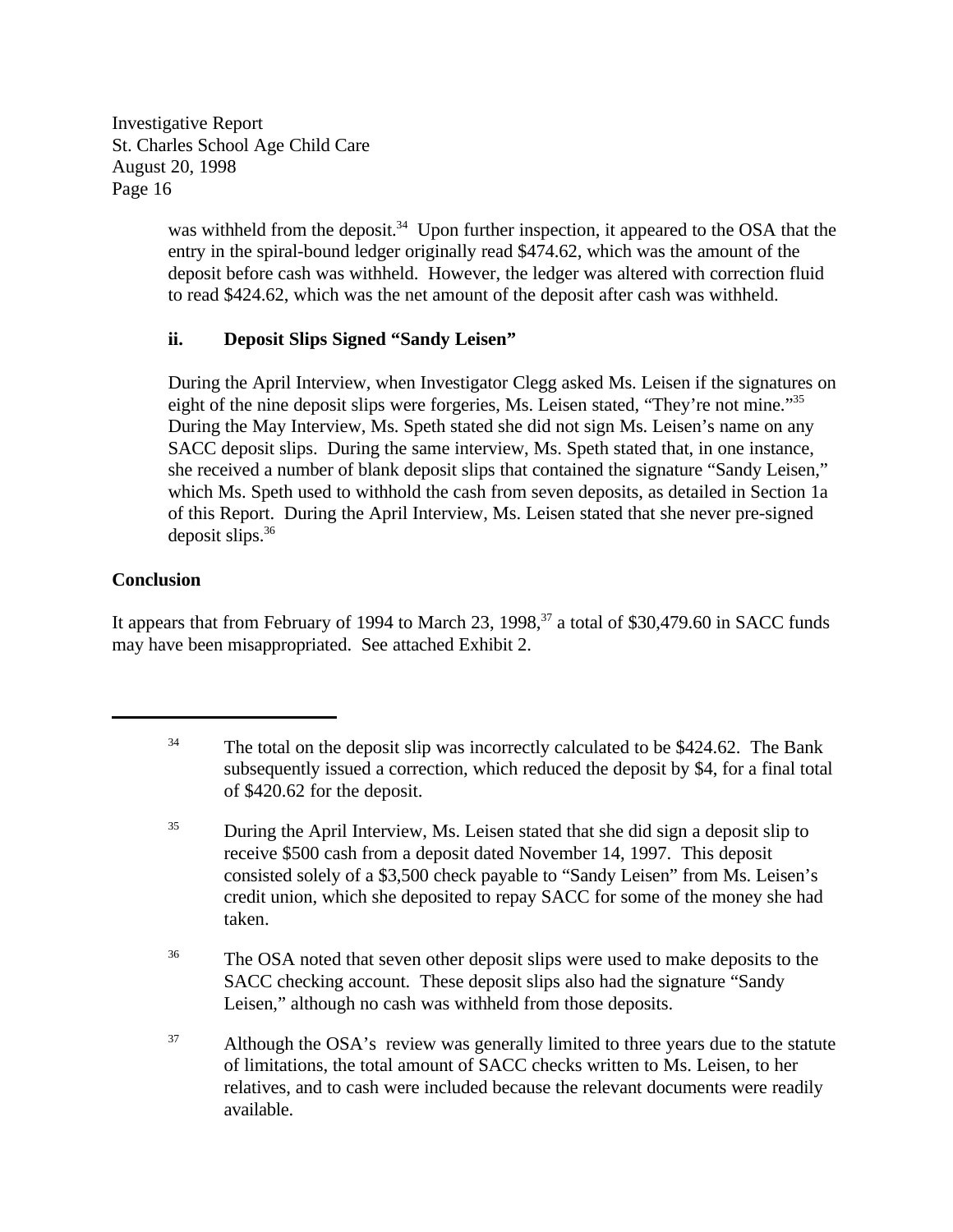was withheld from the deposit.[34] Upon further inspection, it appeared to the OSA that the entry in the spiral-bound ledger originally read $474.62, which was the amount of the deposit before cash was withheld. However, the ledger was altered with correction fluid to read $424.62, which was the net amount of the deposit after cash was withheld.

**ii. Deposit Slips Signed "Sandy Leisen"**

During the April Interview, when Investigator Clegg asked Ms. Leisen if the signatures on eight of the nine deposit slips were forgeries, Ms. Leisen stated, "They're not mine."[35] During the May Interview, Ms. Speth stated she did not sign Ms. Leisen's name on any SACC deposit slips. During the same interview, Ms. Speth stated that, in one instance, she received a number of blank deposit slips that contained the signature "Sandy Leisen," which Ms. Speth used to withhold the cash from seven deposits, as detailed in Section 1a of this Report. During the April Interview, Ms. Leisen stated that she never pre-signed deposit slips.[36]

**Conclusion**

It appears that from February of 1994 to March 23, 1998,[37] a total of $30,479.60 in SACC funds may have been misappropriated. See attached Exhibit 2.

---

[34] The total on the deposit slip was incorrectly calculated to be $424.62. The Bank subsequently issued a correction, which reduced the deposit by $4, for a final total of $420.62 for the deposit.

[35] During the April Interview, Ms. Leisen stated that she did sign a deposit slip to receive $500 cash from a deposit dated November 14, 1997. This deposit consisted solely of a $3,500 check payable to "Sandy Leisen" from Ms. Leisen's credit union, which she deposited to repay SACC for some of the money she had taken.

[36] The OSA noted that seven other deposit slips were used to make deposits to the SACC checking account. These deposit slips also had the signature "Sandy Leisen," although no cash was withheld from those deposits.

[37] Although the OSA's review was generally limited to three years due to the statute of limitations, the total amount of SACC checks written to Ms. Leisen, to her relatives, and to cash were included because the relevant documents were readily available.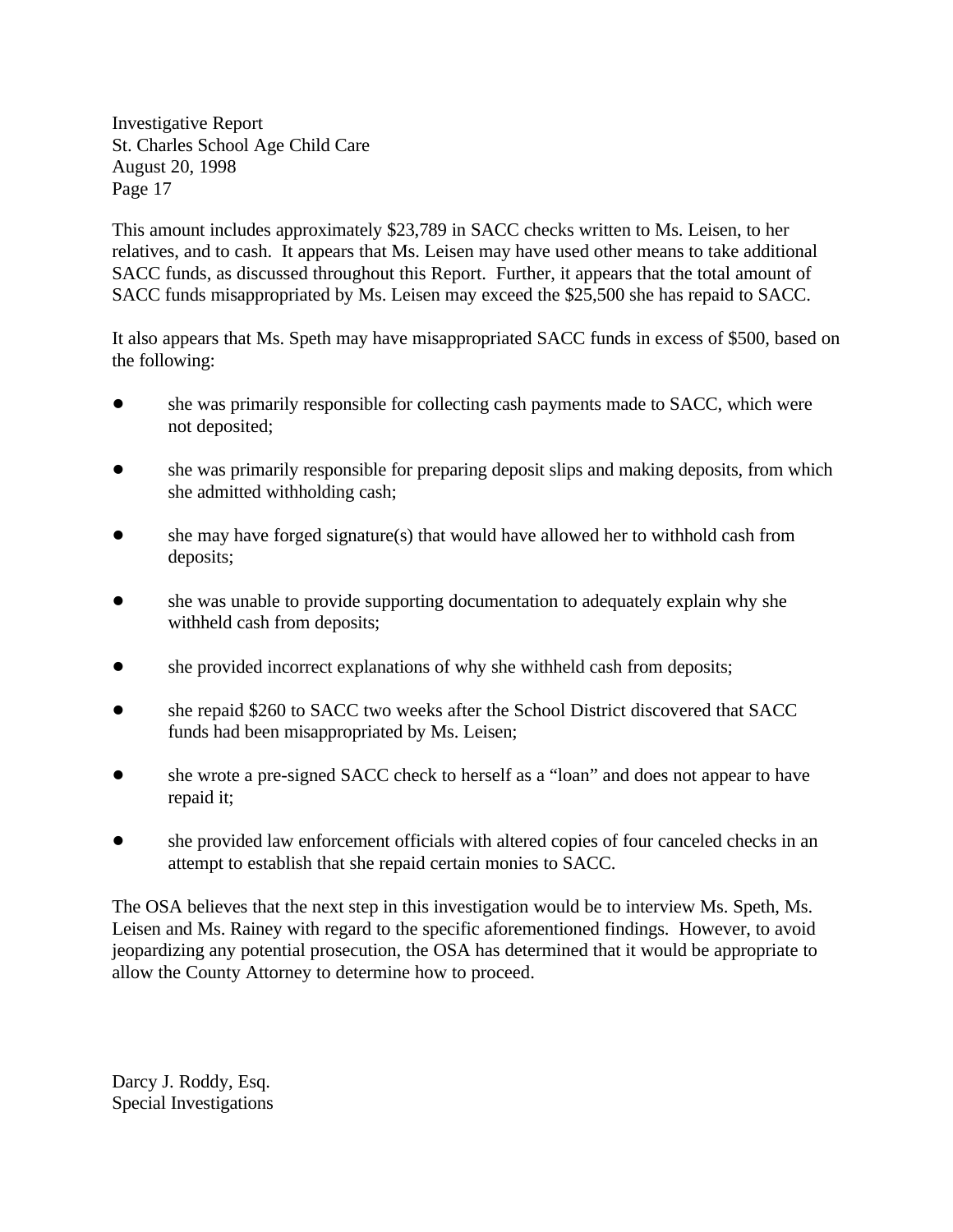This amount includes approximately $23,789 in SACC checks written to Ms. Leisen, to her relatives, and to cash. It appears that Ms. Leisen may have used other means to take additional SACC funds, as discussed throughout this Report. Further, it appears that the total amount of SACC funds misappropriated by Ms. Leisen may exceed the $25,500 she has repaid to SACC.

It also appears that Ms. Speth may have misappropriated SACC funds in excess of $500, based on the following:

- she was primarily responsible for collecting cash payments made to SACC, which were not deposited;
- she was primarily responsible for preparing deposit slips and making deposits, from which she admitted withholding cash;
- she may have forged signature(s) that would have allowed her to withhold cash from deposits;
- she was unable to provide supporting documentation to adequately explain why she withheld cash from deposits;
- she provided incorrect explanations of why she withheld cash from deposits;
- she repaid $260 to SACC two weeks after the School District discovered that SACC funds had been misappropriated by Ms. Leisen;
- she wrote a pre-signed SACC check to herself as a "loan" and does not appear to have repaid it;
- she provided law enforcement officials with altered copies of four canceled checks in an attempt to establish that she repaid certain monies to SACC.

The OSA believes that the next step in this investigation would be to interview Ms. Speth, Ms. Leisen and Ms. Rainey with regard to the specific aforementioned findings. However, to avoid jeopardizing any potential prosecution, the OSA has determined that it would be appropriate to allow the County Attorney to determine how to proceed.

Darcy J. Roddy, Esq.
Special Investigations